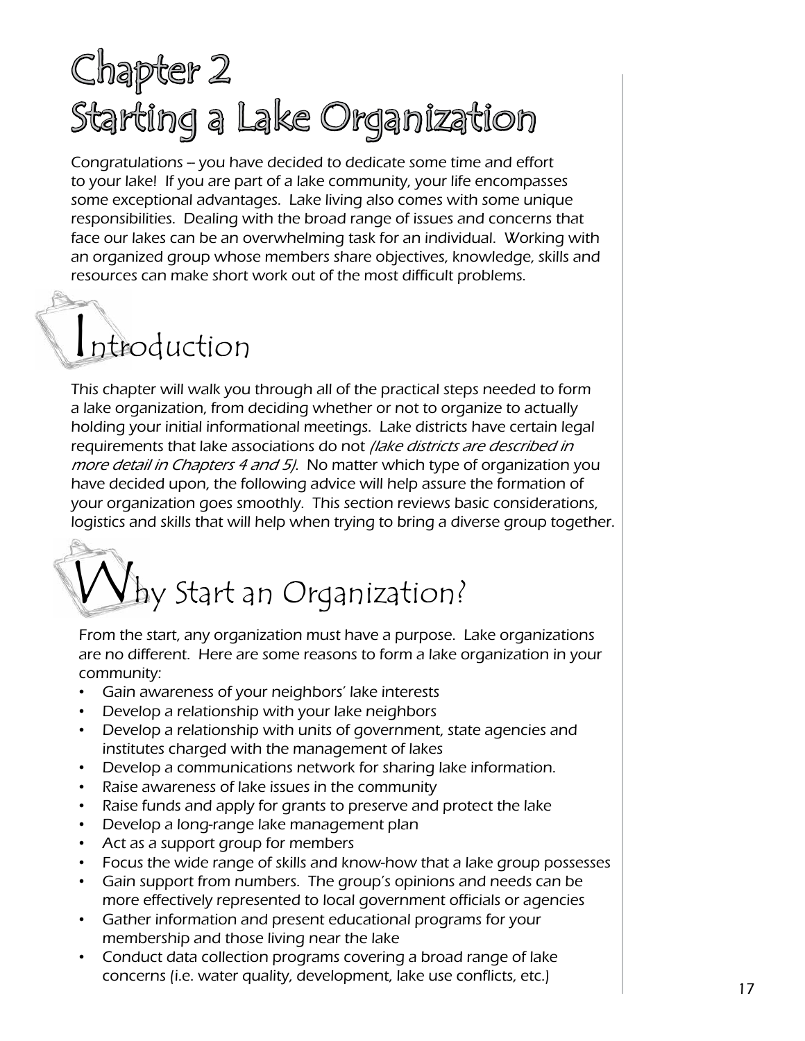# Chapter 2
# Starting a Lake Organization

Congratulations – you have decided to dedicate some time and effort to your lake! If you are part of a lake community, your life encompasses some exceptional advantages. Lake living also comes with some unique responsibilities. Dealing with the broad range of issues and concerns that face our lakes can be an overwhelming task for an individual. Working with an organized group whose members share objectives, knowledge, skills and resources can make short work out of the most difficult problems.

## Introduction

This chapter will walk you through all of the practical steps needed to form a lake organization, from deciding whether or not to organize to actually holding your initial informational meetings. Lake districts have certain legal requirements that lake associations do not *(lake districts are described in more detail in Chapters 4 and 5)*. No matter which type of organization you have decided upon, the following advice will help assure the formation of your organization goes smoothly. This section reviews basic considerations, logistics and skills that will help when trying to bring a diverse group together.

## Why Start an Organization?

From the start, any organization must have a purpose. Lake organizations are no different. Here are some reasons to form a lake organization in your community:

- Gain awareness of your neighbors' lake interests
- Develop a relationship with your lake neighbors
- Develop a relationship with units of government, state agencies and institutes charged with the management of lakes
- Develop a communications network for sharing lake information.
- Raise awareness of lake issues in the community
- Raise funds and apply for grants to preserve and protect the lake
- Develop a long-range lake management plan
- Act as a support group for members
- Focus the wide range of skills and know-how that a lake group possesses
- Gain support from numbers. The group's opinions and needs can be more effectively represented to local government officials or agencies
- Gather information and present educational programs for your membership and those living near the lake
- Conduct data collection programs covering a broad range of lake concerns (i.e. water quality, development, lake use conflicts, etc.)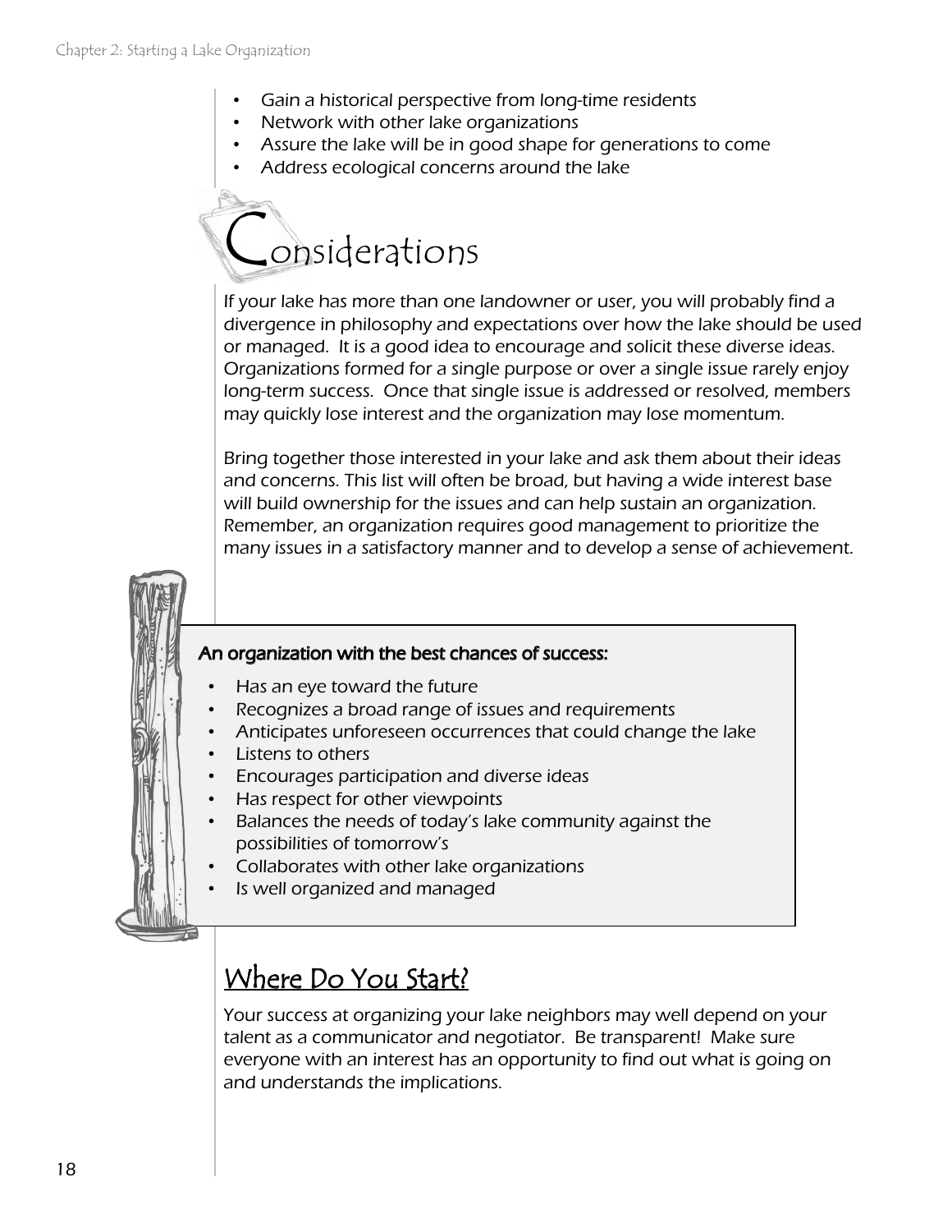- Gain a historical perspective from long-time residents
- Network with other lake organizations
- Assure the lake will be in good shape for generations to come
- Address ecological concerns around the lake

# Considerations

If your lake has more than one landowner or user, you will probably find a divergence in philosophy and expectations over how the lake should be used or managed. It is a good idea to encourage and solicit these diverse ideas. Organizations formed for a single purpose or over a single issue rarely enjoy long-term success. Once that single issue is addressed or resolved, members may quickly lose interest and the organization may lose momentum.

Bring together those interested in your lake and ask them about their ideas and concerns. This list will often be broad, but having a wide interest base will build ownership for the issues and can help sustain an organization. Remember, an organization requires good management to prioritize the many issues in a satisfactory manner and to develop a sense of achievement.

**An organization with the best chances of success:**

- Has an eye toward the future
- Recognizes a broad range of issues and requirements
- Anticipates unforeseen occurrences that could change the lake
- Listens to others
- Encourages participation and diverse ideas
- Has respect for other viewpoints
- Balances the needs of today's lake community against the possibilities of tomorrow's
- Collaborates with other lake organizations
- Is well organized and managed

## Where Do You Start?

Your success at organizing your lake neighbors may well depend on your talent as a communicator and negotiator. Be transparent! Make sure everyone with an interest has an opportunity to find out what is going on and understands the implications.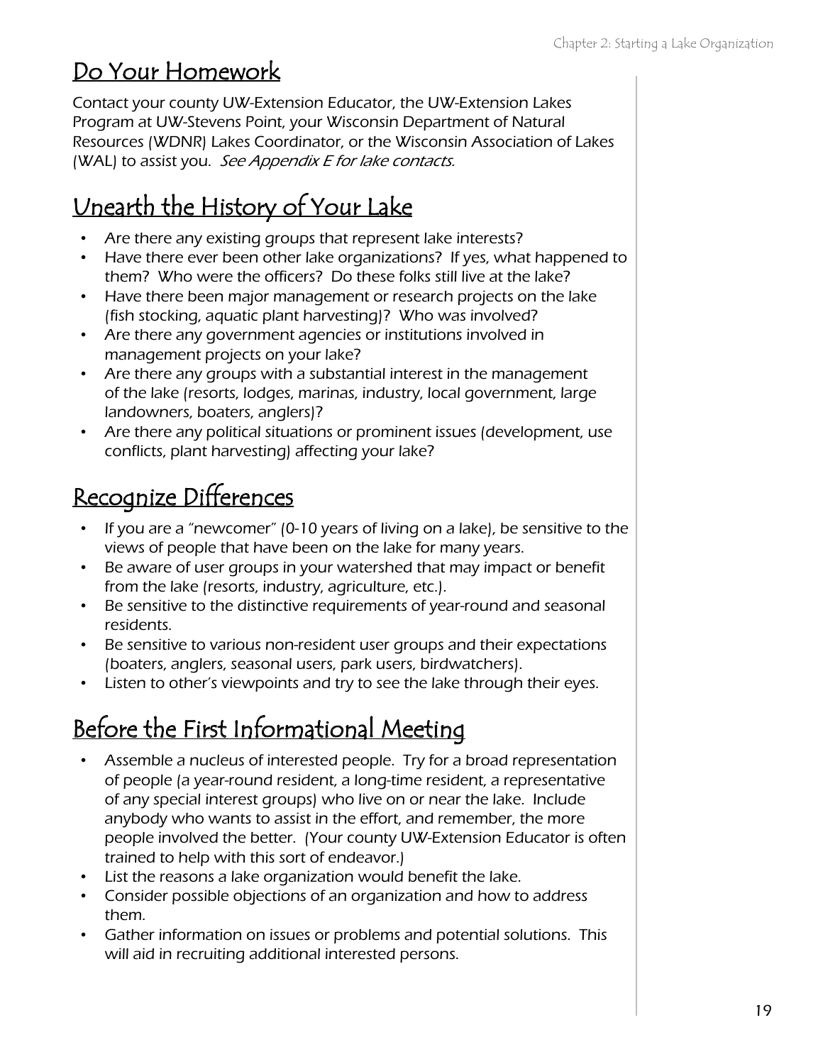## Do Your Homework

Contact your county UW-Extension Educator, the UW-Extension Lakes Program at UW-Stevens Point, your Wisconsin Department of Natural Resources (WDNR) Lakes Coordinator, or the Wisconsin Association of Lakes (WAL) to assist you. *See Appendix E for lake contacts.*

## Unearth the History of Your Lake

- Are there any existing groups that represent lake interests?
- Have there ever been other lake organizations? If yes, what happened to them? Who were the officers? Do these folks still live at the lake?
- Have there been major management or research projects on the lake (fish stocking, aquatic plant harvesting)? Who was involved?
- Are there any government agencies or institutions involved in management projects on your lake?
- Are there any groups with a substantial interest in the management of the lake (resorts, lodges, marinas, industry, local government, large landowners, boaters, anglers)?
- Are there any political situations or prominent issues (development, use conflicts, plant harvesting) affecting your lake?

## Recognize Differences

- If you are a "newcomer" (0-10 years of living on a lake), be sensitive to the views of people that have been on the lake for many years.
- Be aware of user groups in your watershed that may impact or benefit from the lake (resorts, industry, agriculture, etc.).
- Be sensitive to the distinctive requirements of year-round and seasonal residents.
- Be sensitive to various non-resident user groups and their expectations (boaters, anglers, seasonal users, park users, birdwatchers).
- Listen to other's viewpoints and try to see the lake through their eyes.

## Before the First Informational Meeting

- Assemble a nucleus of interested people. Try for a broad representation of people (a year-round resident, a long-time resident, a representative of any special interest groups) who live on or near the lake. Include anybody who wants to assist in the effort, and remember, the more people involved the better. (Your county UW-Extension Educator is often trained to help with this sort of endeavor.)
- List the reasons a lake organization would benefit the lake.
- Consider possible objections of an organization and how to address them.
- Gather information on issues or problems and potential solutions. This will aid in recruiting additional interested persons.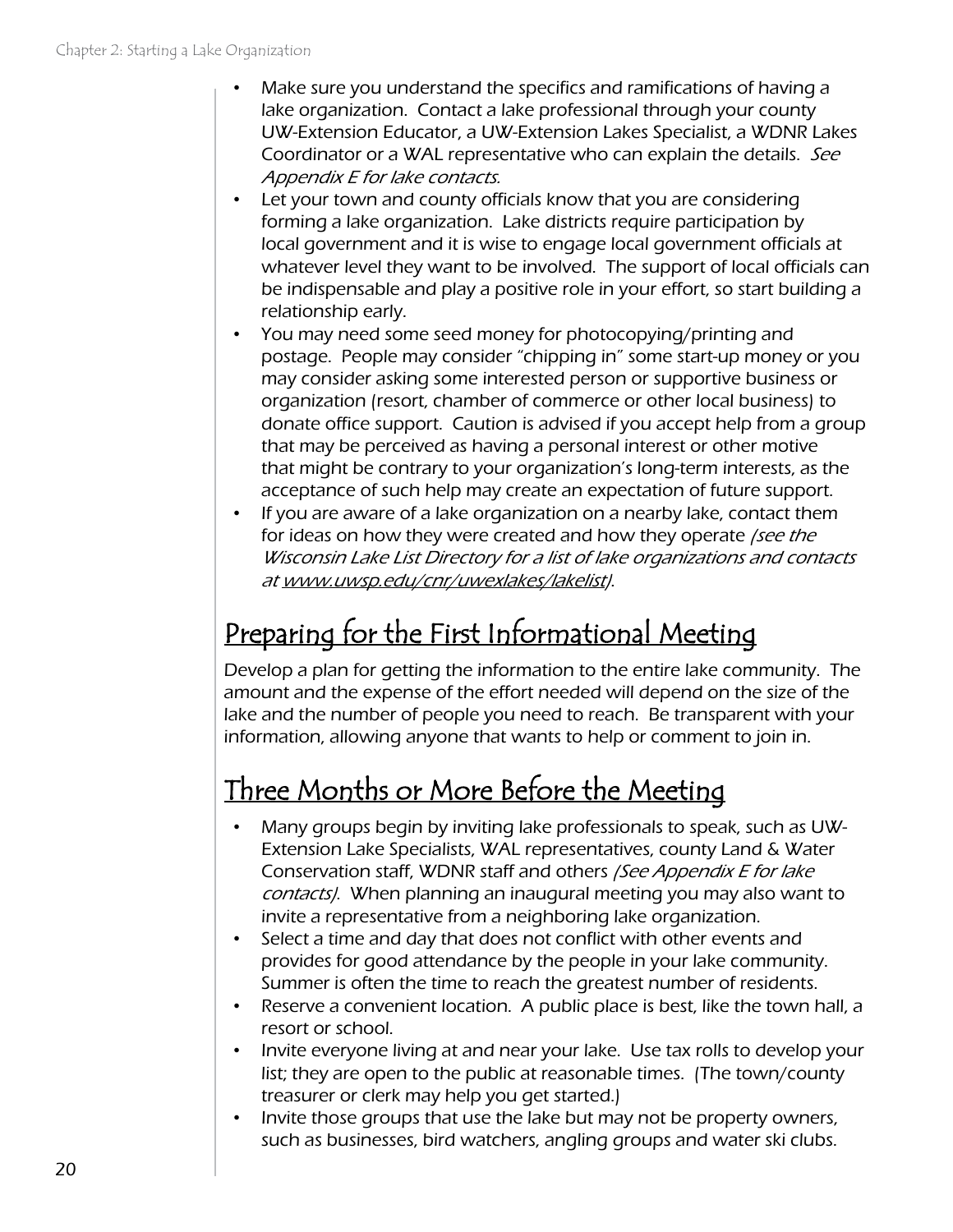- Make sure you understand the specifics and ramifications of having a lake organization. Contact a lake professional through your county UW-Extension Educator, a UW-Extension Lakes Specialist, a WDNR Lakes Coordinator or a WAL representative who can explain the details. *See Appendix E for lake contacts.*
- Let your town and county officials know that you are considering forming a lake organization. Lake districts require participation by local government and it is wise to engage local government officials at whatever level they want to be involved. The support of local officials can be indispensable and play a positive role in your effort, so start building a relationship early.
- You may need some seed money for photocopying/printing and postage. People may consider "chipping in" some start-up money or you may consider asking some interested person or supportive business or organization (resort, chamber of commerce or other local business) to donate office support. Caution is advised if you accept help from a group that may be perceived as having a personal interest or other motive that might be contrary to your organization's long-term interests, as the acceptance of such help may create an expectation of future support.
- If you are aware of a lake organization on a nearby lake, contact them for ideas on how they were created and how they operate *(see the Wisconsin Lake List Directory for a list of lake organizations and contacts at www.uwsp.edu/cnr/uwexlakes/lakelist)*.

## Preparing for the First Informational Meeting

Develop a plan for getting the information to the entire lake community. The amount and the expense of the effort needed will depend on the size of the lake and the number of people you need to reach. Be transparent with your information, allowing anyone that wants to help or comment to join in.

## Three Months or More Before the Meeting

- Many groups begin by inviting lake professionals to speak, such as UW-Extension Lake Specialists, WAL representatives, county Land & Water Conservation staff, WDNR staff and others *(See Appendix E for lake contacts)*. When planning an inaugural meeting you may also want to invite a representative from a neighboring lake organization.
- Select a time and day that does not conflict with other events and provides for good attendance by the people in your lake community. Summer is often the time to reach the greatest number of residents.
- Reserve a convenient location. A public place is best, like the town hall, a resort or school.
- Invite everyone living at and near your lake. Use tax rolls to develop your list; they are open to the public at reasonable times. (The town/county treasurer or clerk may help you get started.)
- Invite those groups that use the lake but may not be property owners, such as businesses, bird watchers, angling groups and water ski clubs.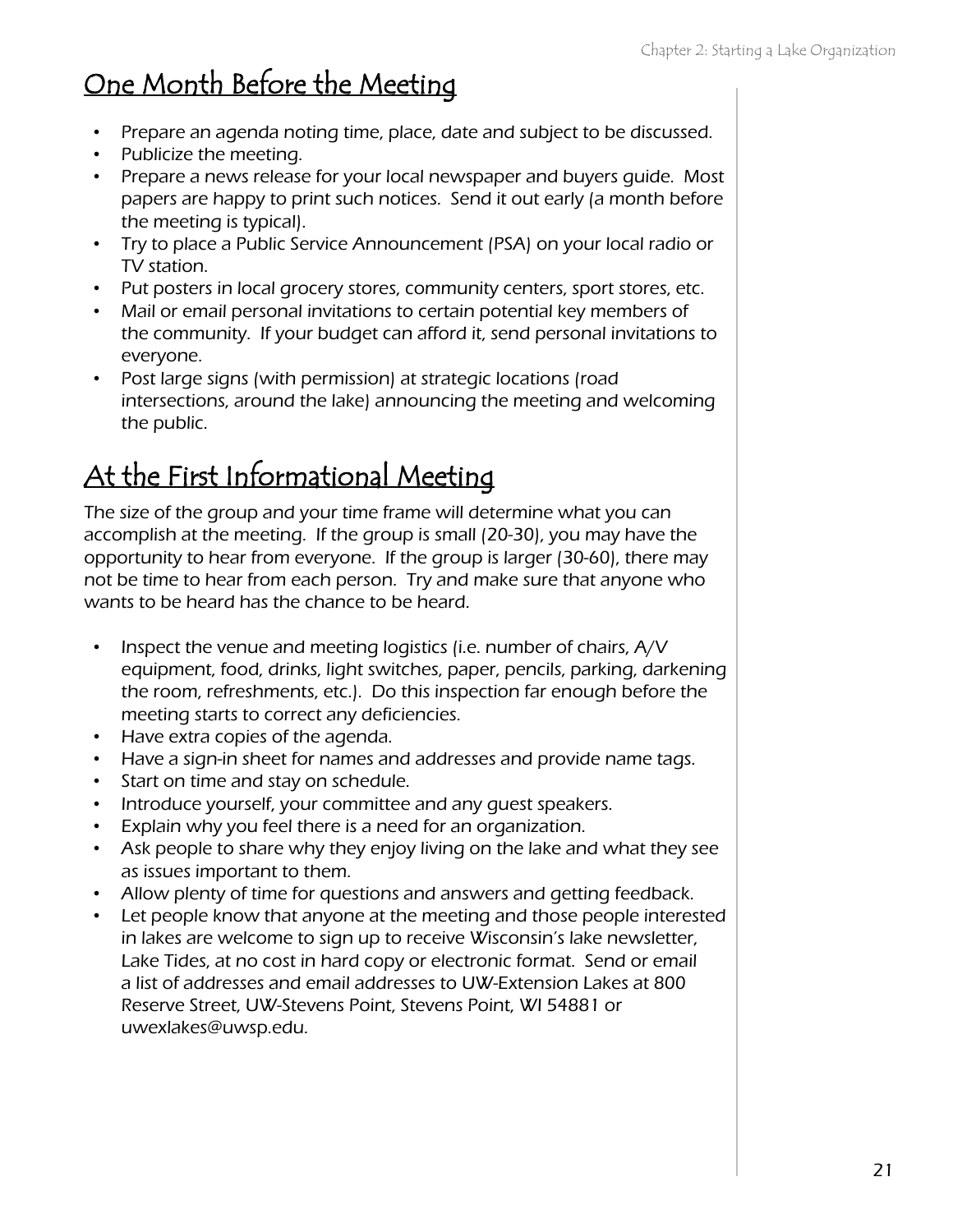## One Month Before the Meeting

- Prepare an agenda noting time, place, date and subject to be discussed.
- Publicize the meeting.
- Prepare a news release for your local newspaper and buyers guide. Most papers are happy to print such notices. Send it out early (a month before the meeting is typical).
- Try to place a Public Service Announcement (PSA) on your local radio or TV station.
- Put posters in local grocery stores, community centers, sport stores, etc.
- Mail or email personal invitations to certain potential key members of the community. If your budget can afford it, send personal invitations to everyone.
- Post large signs (with permission) at strategic locations (road intersections, around the lake) announcing the meeting and welcoming the public.

## At the First Informational Meeting

The size of the group and your time frame will determine what you can accomplish at the meeting. If the group is small (20-30), you may have the opportunity to hear from everyone. If the group is larger (30-60), there may not be time to hear from each person. Try and make sure that anyone who wants to be heard has the chance to be heard.

- Inspect the venue and meeting logistics (i.e. number of chairs, A/V equipment, food, drinks, light switches, paper, pencils, parking, darkening the room, refreshments, etc.). Do this inspection far enough before the meeting starts to correct any deficiencies.
- Have extra copies of the agenda.
- Have a sign-in sheet for names and addresses and provide name tags.
- Start on time and stay on schedule.
- Introduce yourself, your committee and any guest speakers.
- Explain why you feel there is a need for an organization.
- Ask people to share why they enjoy living on the lake and what they see as issues important to them.
- Allow plenty of time for questions and answers and getting feedback.
- Let people know that anyone at the meeting and those people interested in lakes are welcome to sign up to receive Wisconsin's lake newsletter, Lake Tides, at no cost in hard copy or electronic format. Send or email a list of addresses and email addresses to UW-Extension Lakes at 800 Reserve Street, UW-Stevens Point, Stevens Point, WI 54881 or uwexlakes@uwsp.edu.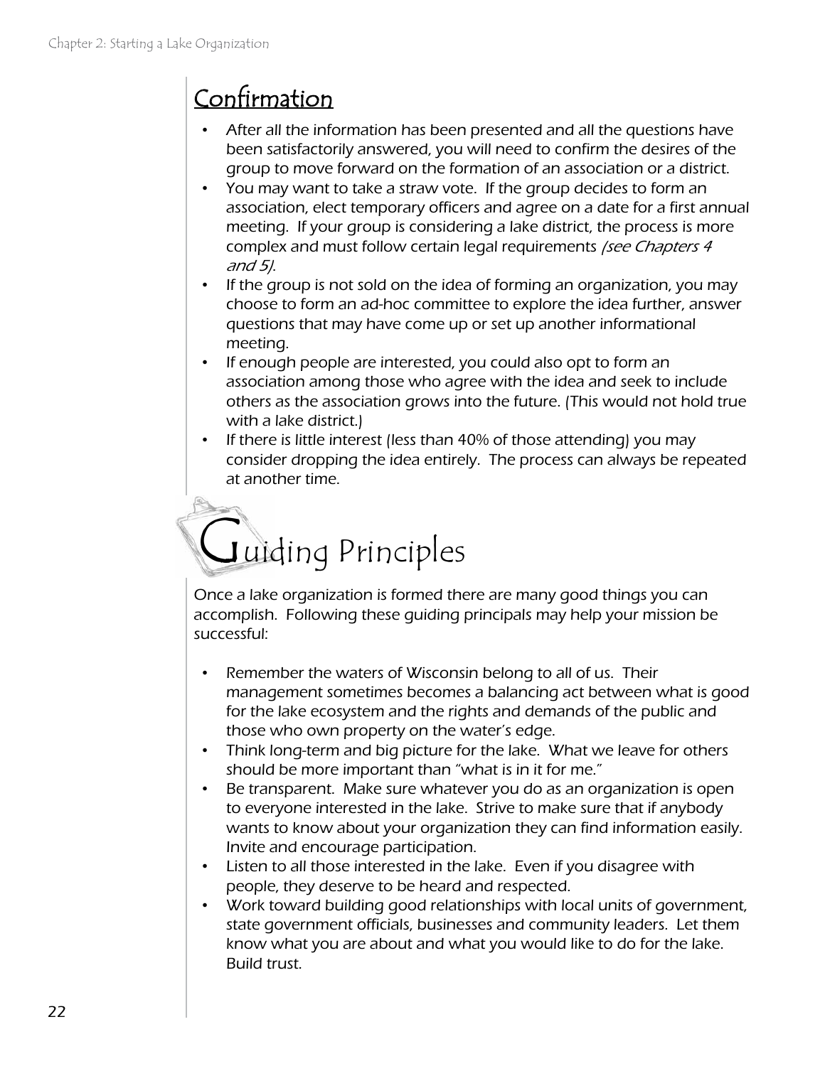## Confirmation

- *After all the information has been presented and all the questions have been satisfactorily answered, you will need to confirm the desires of the group to move forward on the formation of an association or a district.*
- *You may want to take a straw vote. If the group decides to form an association, elect temporary officers and agree on a date for a first annual meeting. If your group is considering a lake district, the process is more complex and must follow certain legal requirements (see Chapters 4 and 5).*
- *If the group is not sold on the idea of forming an organization, you may choose to form an ad-hoc committee to explore the idea further, answer questions that may have come up or set up another informational meeting.*
- *If enough people are interested, you could also opt to form an association among those who agree with the idea and seek to include others as the association grows into the future. (This would not hold true with a lake district.)*
- *If there is little interest (less than 40% of those attending) you may consider dropping the idea entirely. The process can always be repeated at another time.*

# Guiding Principles

Once a lake organization is formed there are many good things you can accomplish. Following these guiding principals may help your mission be successful:

- *Remember the waters of Wisconsin belong to all of us. Their management sometimes becomes a balancing act between what is good for the lake ecosystem and the rights and demands of the public and those who own property on the water's edge.*
- *Think long-term and big picture for the lake. What we leave for others should be more important than "what is in it for me."*
- *Be transparent. Make sure whatever you do as an organization is open to everyone interested in the lake. Strive to make sure that if anybody wants to know about your organization they can find information easily. Invite and encourage participation.*
- *Listen to all those interested in the lake. Even if you disagree with people, they deserve to be heard and respected.*
- *Work toward building good relationships with local units of government, state government officials, businesses and community leaders. Let them know what you are about and what you would like to do for the lake. Build trust.*